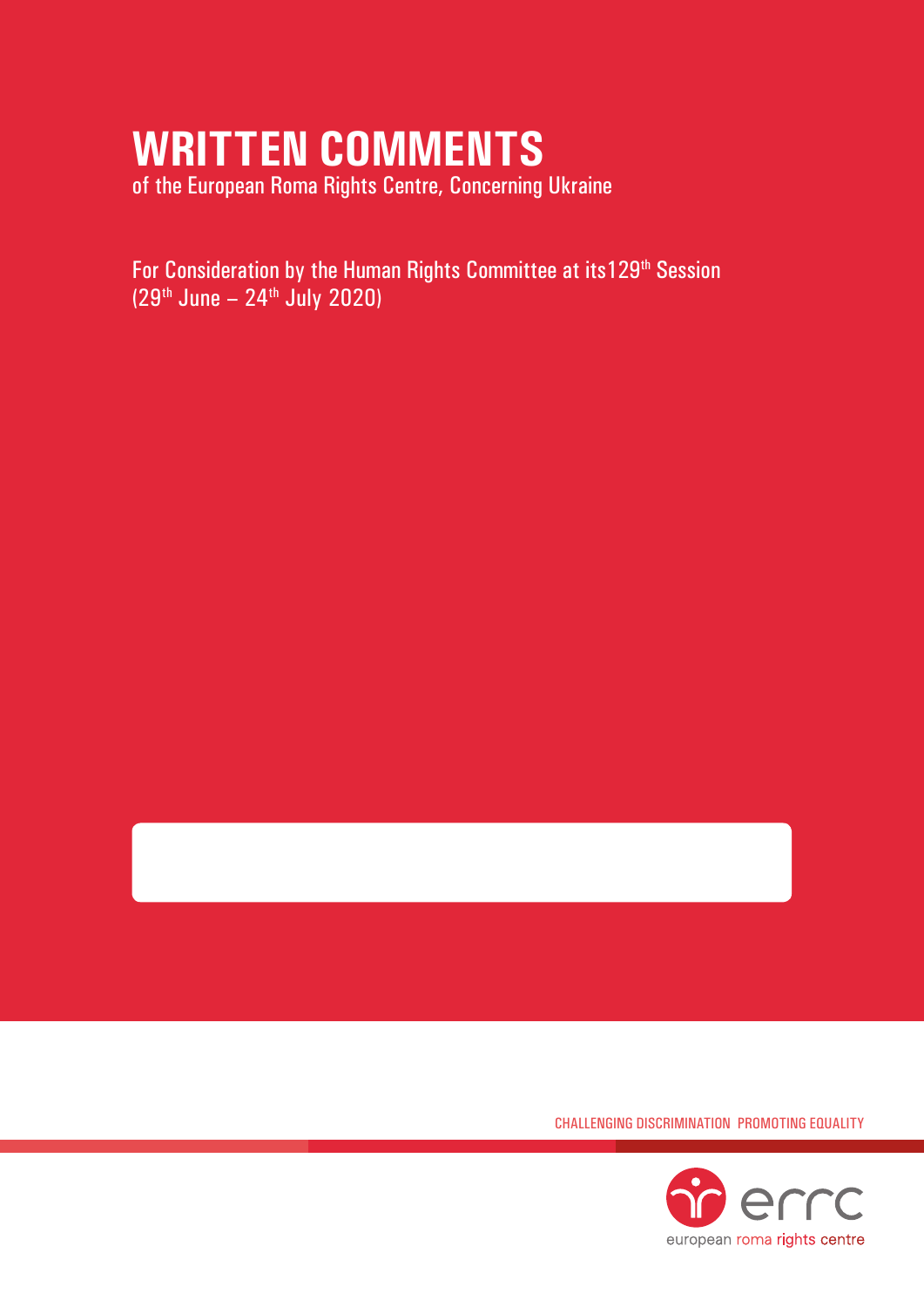# WRITTEN COMMENTS

of the European Roma Rights Centre, Concerning Ukraine

For Consideration by the Human Rights Committee at its129th Session (29th June – 24th July 2020)

CHALLENGING DISCRIMINATION PROMOTING EQUALITY

errc

european roma rights centre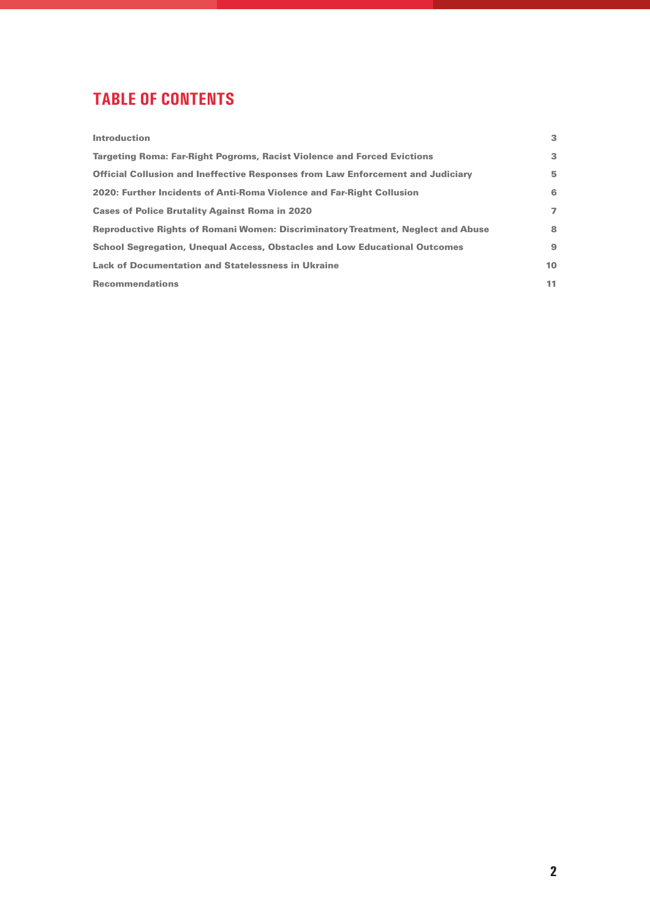# TABLE OF CONTENTS

| | |
|---|---|
| **Introduction** | **3** |
| **Targeting Roma: Far-Right Pogroms, Racist Violence and Forced Evictions** | **3** |
| **Official Collusion and Ineffective Responses from Law Enforcement and Judiciary** | **5** |
| **2020: Further Incidents of Anti-Roma Violence and Far-Right Collusion** | **6** |
| **Cases of Police Brutality Against Roma in 2020** | **7** |
| **Reproductive Rights of Romani Women: Discriminatory Treatment, Neglect and Abuse** | **8** |
| **School Segregation, Unequal Access, Obstacles and Low Educational Outcomes** | **9** |
| **Lack of Documentation and Statelessness in Ukraine** | **10** |
| **Recommendations** | **11** |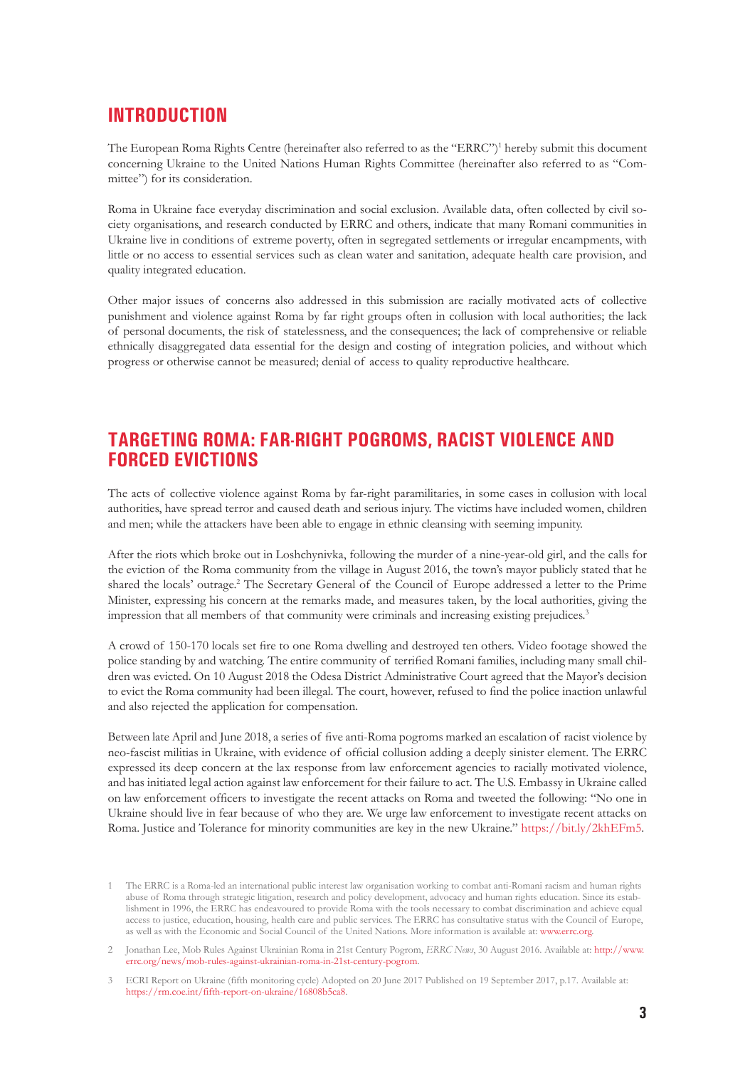## INTRODUCTION

The European Roma Rights Centre (hereinafter also referred to as the "ERRC")[1] hereby submit this document concerning Ukraine to the United Nations Human Rights Committee (hereinafter also referred to as "Committee") for its consideration.

Roma in Ukraine face everyday discrimination and social exclusion. Available data, often collected by civil society organisations, and research conducted by ERRC and others, indicate that many Romani communities in Ukraine live in conditions of extreme poverty, often in segregated settlements or irregular encampments, with little or no access to essential services such as clean water and sanitation, adequate health care provision, and quality integrated education.

Other major issues of concerns also addressed in this submission are racially motivated acts of collective punishment and violence against Roma by far right groups often in collusion with local authorities; the lack of personal documents, the risk of statelessness, and the consequences; the lack of comprehensive or reliable ethnically disaggregated data essential for the design and costing of integration policies, and without which progress or otherwise cannot be measured; denial of access to quality reproductive healthcare.

## TARGETING ROMA: FAR-RIGHT POGROMS, RACIST VIOLENCE AND FORCED EVICTIONS

The acts of collective violence against Roma by far-right paramilitaries, in some cases in collusion with local authorities, have spread terror and caused death and serious injury. The victims have included women, children and men; while the attackers have been able to engage in ethnic cleansing with seeming impunity.

After the riots which broke out in Loshchynivka, following the murder of a nine-year-old girl, and the calls for the eviction of the Roma community from the village in August 2016, the town's mayor publicly stated that he shared the locals' outrage.[2] The Secretary General of the Council of Europe addressed a letter to the Prime Minister, expressing his concern at the remarks made, and measures taken, by the local authorities, giving the impression that all members of that community were criminals and increasing existing prejudices.[3]

A crowd of 150-170 locals set fire to one Roma dwelling and destroyed ten others. Video footage showed the police standing by and watching. The entire community of terrified Romani families, including many small children was evicted. On 10 August 2018 the Odesa District Administrative Court agreed that the Mayor's decision to evict the Roma community had been illegal. The court, however, refused to find the police inaction unlawful and also rejected the application for compensation.

Between late April and June 2018, a series of five anti-Roma pogroms marked an escalation of racist violence by neo-fascist militias in Ukraine, with evidence of official collusion adding a deeply sinister element. The ERRC expressed its deep concern at the lax response from law enforcement agencies to racially motivated violence, and has initiated legal action against law enforcement for their failure to act. The U.S. Embassy in Ukraine called on law enforcement officers to investigate the recent attacks on Roma and tweeted the following: "No one in Ukraine should live in fear because of who they are. We urge law enforcement to investigate recent attacks on Roma. Justice and Tolerance for minority communities are key in the new Ukraine." https://bit.ly/2khEFm5.

1 The ERRC is a Roma-led an international public interest law organisation working to combat anti-Romani racism and human rights abuse of Roma through strategic litigation, research and policy development, advocacy and human rights education. Since its establishment in 1996, the ERRC has endeavoured to provide Roma with the tools necessary to combat discrimination and achieve equal access to justice, education, housing, health care and public services. The ERRC has consultative status with the Council of Europe, as well as with the Economic and Social Council of the United Nations. More information is available at: www.errc.org.

2 Jonathan Lee, Mob Rules Against Ukrainian Roma in 21st Century Pogrom, *ERRC News*, 30 August 2016. Available at: http://www.errc.org/news/mob-rules-against-ukrainian-roma-in-21st-century-pogrom.

3 ECRI Report on Ukraine (fifth monitoring cycle) Adopted on 20 June 2017 Published on 19 September 2017, p.17. Available at: https://rm.coe.int/fifth-report-on-ukraine/16808b5ca8.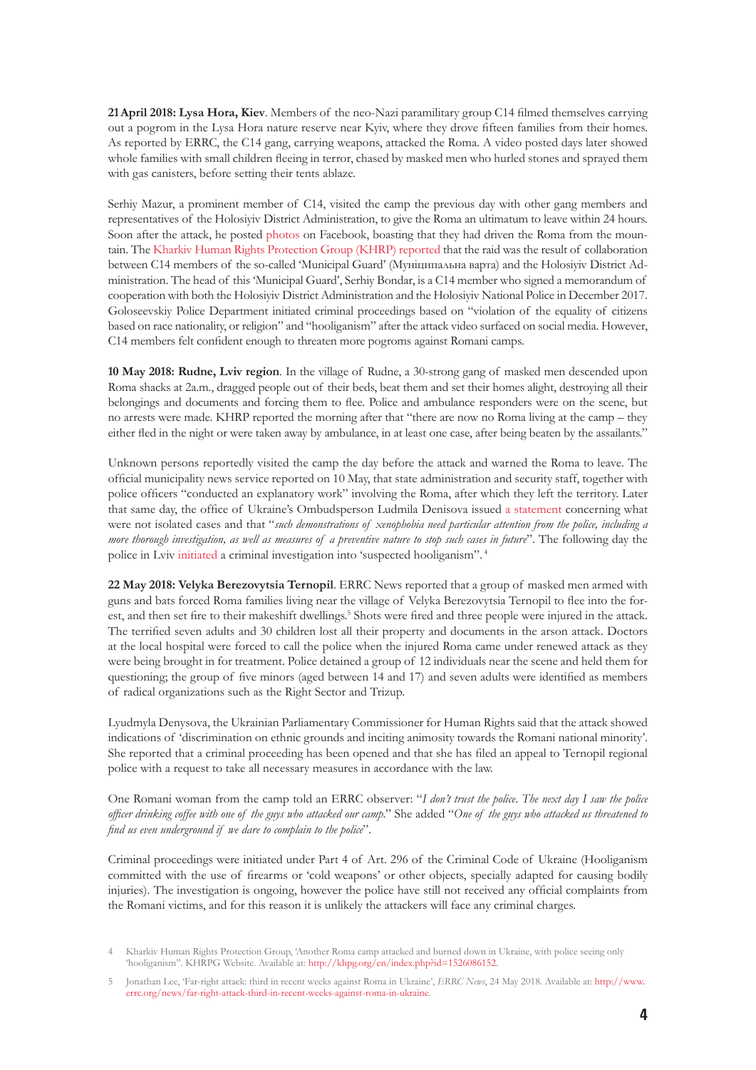**21 April 2018: Lysa Hora, Kiev**. Members of the neo-Nazi paramilitary group C14 filmed themselves carrying out a pogrom in the Lysa Hora nature reserve near Kyiv, where they drove fifteen families from their homes. As reported by ERRC, the C14 gang, carrying weapons, attacked the Roma. A video posted days later showed whole families with small children fleeing in terror, chased by masked men who hurled stones and sprayed them with gas canisters, before setting their tents ablaze.

Serhiy Mazur, a prominent member of C14, visited the camp the previous day with other gang members and representatives of the Holosiyiv District Administration, to give the Roma an ultimatum to leave within 24 hours. Soon after the attack, he posted photos on Facebook, boasting that they had driven the Roma from the mountain. The Kharkiv Human Rights Protection Group (KHRP) reported that the raid was the result of collaboration between C14 members of the so-called 'Municipal Guard' (Муніципальна варта) and the Holosiyiv District Administration. The head of this 'Municipal Guard', Serhiy Bondar, is a C14 member who signed a memorandum of cooperation with both the Holosiyiv District Administration and the Holosiyiv National Police in December 2017. Goloseevskiy Police Department initiated criminal proceedings based on "violation of the equality of citizens based on race nationality, or religion" and "hooliganism" after the attack video surfaced on social media. However, C14 members felt confident enough to threaten more pogroms against Romani camps.

**10 May 2018: Rudne, Lviv region**. In the village of Rudne, a 30-strong gang of masked men descended upon Roma shacks at 2a.m., dragged people out of their beds, beat them and set their homes alight, destroying all their belongings and documents and forcing them to flee. Police and ambulance responders were on the scene, but no arrests were made. KHRP reported the morning after that "there are now no Roma living at the camp – they either fled in the night or were taken away by ambulance, in at least one case, after being beaten by the assailants."

Unknown persons reportedly visited the camp the day before the attack and warned the Roma to leave. The official municipality news service reported on 10 May, that state administration and security staff, together with police officers "conducted an explanatory work" involving the Roma, after which they left the territory. Later that same day, the office of Ukraine's Ombudsperson Ludmila Denisova issued a statement concerning what were not isolated cases and that "*such demonstrations of xenophobia need particular attention from the police, including a more thorough investigation, as well as measures of a preventive nature to stop such cases in future*". The following day the police in Lviv initiated a criminal investigation into 'suspected hooliganism''.[4]

**22 May 2018: Velyka Berezovytsia Ternopil**. ERRC News reported that a group of masked men armed with guns and bats forced Roma families living near the village of Velyka Berezovytsia Ternopil to flee into the forest, and then set fire to their makeshift dwellings.[5] Shots were fired and three people were injured in the attack. The terrified seven adults and 30 children lost all their property and documents in the arson attack. Doctors at the local hospital were forced to call the police when the injured Roma came under renewed attack as they were being brought in for treatment. Police detained a group of 12 individuals near the scene and held them for questioning; the group of five minors (aged between 14 and 17) and seven adults were identified as members of radical organizations such as the Right Sector and Trizup.

Lyudmyla Denysova, the Ukrainian Parliamentary Commissioner for Human Rights said that the attack showed indications of 'discrimination on ethnic grounds and inciting animosity towards the Romani national minority'. She reported that a criminal proceeding has been opened and that she has filed an appeal to Ternopil regional police with a request to take all necessary measures in accordance with the law.

One Romani woman from the camp told an ERRC observer: "*I don't trust the police. The next day I saw the police officer drinking coffee with one of the guys who attacked our camp.*" She added "*One of the guys who attacked us threatened to find us even underground if we dare to complain to the police*".

Criminal proceedings were initiated under Part 4 of Art. 296 of the Criminal Code of Ukraine (Hooliganism committed with the use of firearms or 'cold weapons' or other objects, specially adapted for causing bodily injuries). The investigation is ongoing, however the police have still not received any official complaints from the Romani victims, and for this reason it is unlikely the attackers will face any criminal charges.

---

4 Kharkiv Human Rights Protection Group, 'Another Roma camp attacked and burned down in Ukraine, with police seeing only 'hooliganism''. KHRPG Website. Available at: http://khpg.org/en/index.php?id=1526086152.

5 Jonathan Lee, 'Far-right attack: third in recent weeks against Roma in Ukraine', *ERRC News*, 24 May 2018. Available at: http://www.errc.org/news/far-right-attack-third-in-recent-weeks-against-roma-in-ukraine.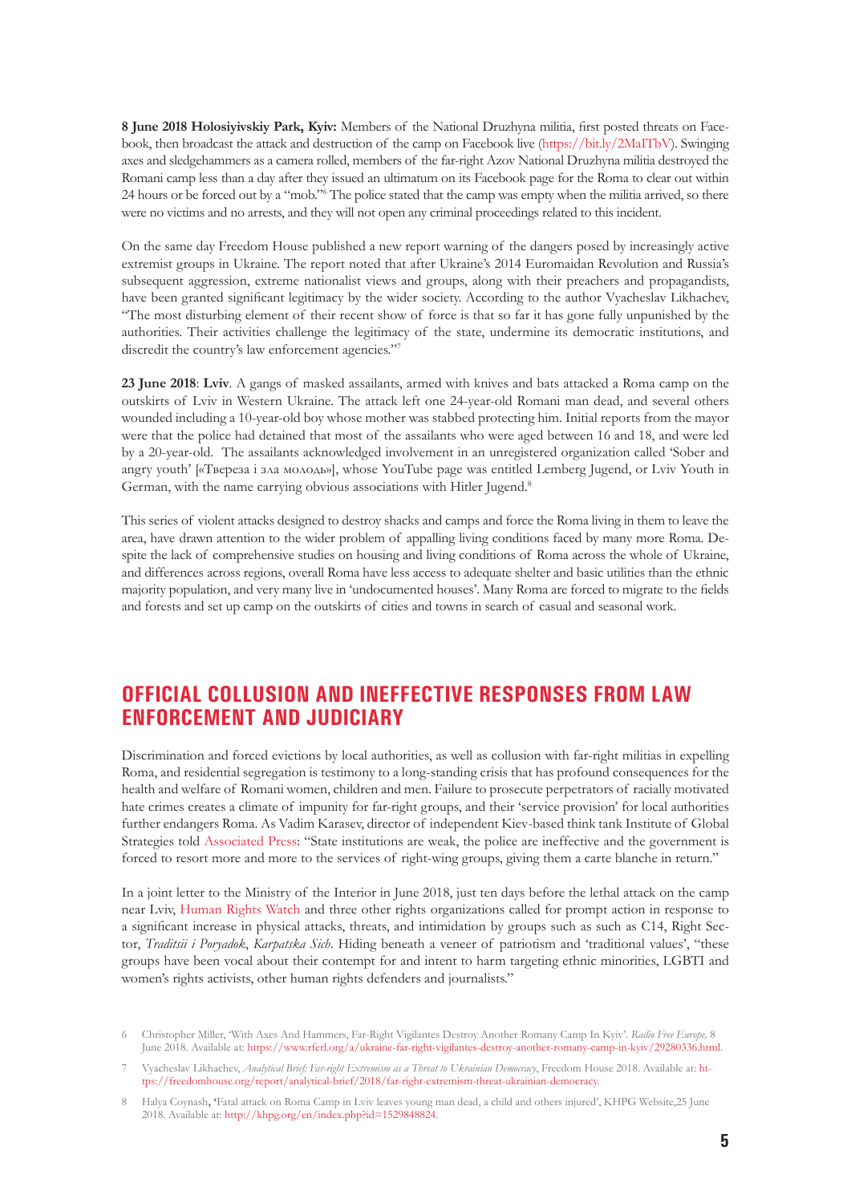**8 June 2018 Holosiyivskiy Park, Kyiv:** Members of the National Druzhyna militia, first posted threats on Facebook, then broadcast the attack and destruction of the camp on Facebook live (https://bit.ly/2MaITbV). Swinging axes and sledgehammers as a camera rolled, members of the far-right Azov National Druzhyna militia destroyed the Romani camp less than a day after they issued an ultimatum on its Facebook page for the Roma to clear out within 24 hours or be forced out by a "mob."[6] The police stated that the camp was empty when the militia arrived, so there were no victims and no arrests, and they will not open any criminal proceedings related to this incident.

On the same day Freedom House published a new report warning of the dangers posed by increasingly active extremist groups in Ukraine. The report noted that after Ukraine's 2014 Euromaidan Revolution and Russia's subsequent aggression, extreme nationalist views and groups, along with their preachers and propagandists, have been granted significant legitimacy by the wider society. According to the author Vyacheslav Likhachev, "The most disturbing element of their recent show of force is that so far it has gone fully unpunished by the authorities. Their activities challenge the legitimacy of the state, undermine its democratic institutions, and discredit the country's law enforcement agencies."[7]

**23 June 2018**: **Lviv**. A gangs of masked assailants, armed with knives and bats attacked a Roma camp on the outskirts of Lviv in Western Ukraine. The attack left one 24-year-old Romani man dead, and several others wounded including a 10-year-old boy whose mother was stabbed protecting him. Initial reports from the mayor were that the police had detained that most of the assailants who were aged between 16 and 18, and were led by a 20-year-old. The assailants acknowledged involvement in an unregistered organization called 'Sober and angry youth' [«Твереза і зла молодь»], whose YouTube page was entitled Lemberg Jugend, or Lviv Youth in German, with the name carrying obvious associations with Hitler Jugend.[8]

This series of violent attacks designed to destroy shacks and camps and force the Roma living in them to leave the area, have drawn attention to the wider problem of appalling living conditions faced by many more Roma. Despite the lack of comprehensive studies on housing and living conditions of Roma across the whole of Ukraine, and differences across regions, overall Roma have less access to adequate shelter and basic utilities than the ethnic majority population, and very many live in 'undocumented houses'. Many Roma are forced to migrate to the fields and forests and set up camp on the outskirts of cities and towns in search of casual and seasonal work.

## OFFICIAL COLLUSION AND INEFFECTIVE RESPONSES FROM LAW ENFORCEMENT AND JUDICIARY

Discrimination and forced evictions by local authorities, as well as collusion with far-right militias in expelling Roma, and residential segregation is testimony to a long-standing crisis that has profound consequences for the health and welfare of Romani women, children and men. Failure to prosecute perpetrators of racially motivated hate crimes creates a climate of impunity for far-right groups, and their 'service provision' for local authorities further endangers Roma. As Vadim Karasev, director of independent Kiev-based think tank Institute of Global Strategies told Associated Press: "State institutions are weak, the police are ineffective and the government is forced to resort more and more to the services of right-wing groups, giving them a carte blanche in return."

In a joint letter to the Ministry of the Interior in June 2018, just ten days before the lethal attack on the camp near Lviv, Human Rights Watch and three other rights organizations called for prompt action in response to a significant increase in physical attacks, threats, and intimidation by groups such as such as C14, Right Sector, *Traditsii i Poryadok*, *Karpatska Sich*. Hiding beneath a veneer of patriotism and 'traditional values', "these groups have been vocal about their contempt for and intent to harm targeting ethnic minorities, LGBTI and women's rights activists, other human rights defenders and journalists."

6 Christopher Miller, 'With Axes And Hammers, Far-Right Vigilantes Destroy Another Romany Camp In Kyiv'. *Radio Free Europe,* 8 June 2018. Available at: https://www.rferl.org/a/ukraine-far-right-vigilantes-destroy-another-romany-camp-in-kyiv/29280336.html.

7 Vyacheslav Likhachev, *Analytical Brief: Far-right Extremism as a Threat to Ukrainian Democracy*, Freedom House 2018. Available at: https://freedomhouse.org/report/analytical-brief/2018/far-right-extremism-threat-ukrainian-democracy.

8 Halya Coynash, 'Fatal attack on Roma Camp in Lviv leaves young man dead, a child and others injured', KHPG Website,25 June 2018. Available at: http://khpg.org/en/index.php?id=1529848824.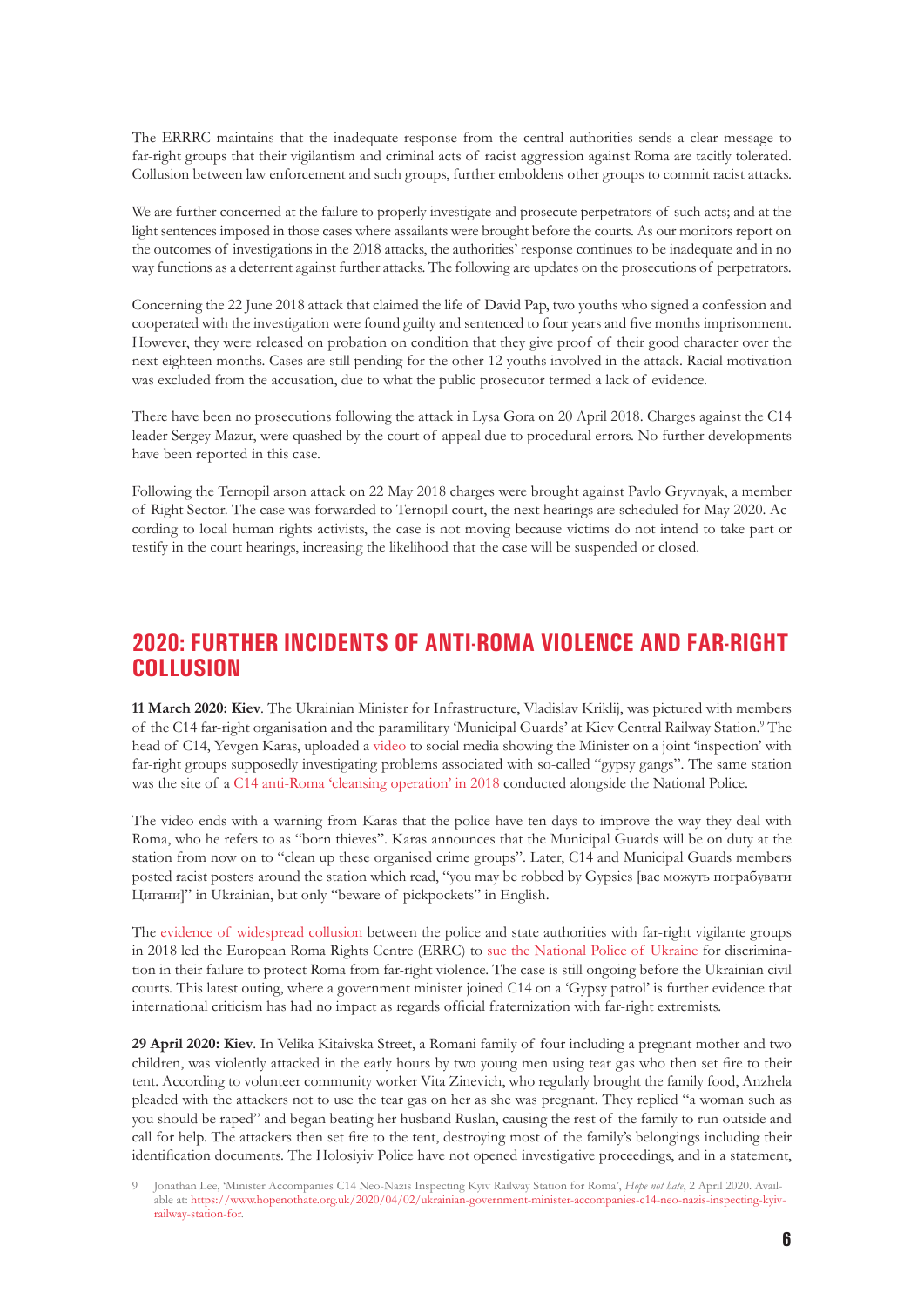The ERRRC maintains that the inadequate response from the central authorities sends a clear message to far-right groups that their vigilantism and criminal acts of racist aggression against Roma are tacitly tolerated. Collusion between law enforcement and such groups, further emboldens other groups to commit racist attacks.

We are further concerned at the failure to properly investigate and prosecute perpetrators of such acts; and at the light sentences imposed in those cases where assailants were brought before the courts. As our monitors report on the outcomes of investigations in the 2018 attacks, the authorities' response continues to be inadequate and in no way functions as a deterrent against further attacks. The following are updates on the prosecutions of perpetrators.

Concerning the 22 June 2018 attack that claimed the life of David Pap, two youths who signed a confession and cooperated with the investigation were found guilty and sentenced to four years and five months imprisonment. However, they were released on probation on condition that they give proof of their good character over the next eighteen months. Cases are still pending for the other 12 youths involved in the attack. Racial motivation was excluded from the accusation, due to what the public prosecutor termed a lack of evidence.

There have been no prosecutions following the attack in Lysa Gora on 20 April 2018. Charges against the C14 leader Sergey Mazur, were quashed by the court of appeal due to procedural errors. No further developments have been reported in this case.

Following the Ternopil arson attack on 22 May 2018 charges were brought against Pavlo Gryvnyak, a member of Right Sector. The case was forwarded to Ternopil court, the next hearings are scheduled for May 2020. According to local human rights activists, the case is not moving because victims do not intend to take part or testify in the court hearings, increasing the likelihood that the case will be suspended or closed.

## 2020: FURTHER INCIDENTS OF ANTI-ROMA VIOLENCE AND FAR-RIGHT COLLUSION

**11 March 2020: Kiev**. The Ukrainian Minister for Infrastructure, Vladislav Kriklij, was pictured with members of the C14 far-right organisation and the paramilitary 'Municipal Guards' at Kiev Central Railway Station.[9] The head of C14, Yevgen Karas, uploaded a video to social media showing the Minister on a joint 'inspection' with far-right groups supposedly investigating problems associated with so-called "gypsy gangs". The same station was the site of a C14 anti-Roma 'cleansing operation' in 2018 conducted alongside the National Police.

The video ends with a warning from Karas that the police have ten days to improve the way they deal with Roma, who he refers to as "born thieves". Karas announces that the Municipal Guards will be on duty at the station from now on to "clean up these organised crime groups". Later, C14 and Municipal Guards members posted racist posters around the station which read, "you may be robbed by Gypsies [вас можуть пограбувати Цигани]" in Ukrainian, but only "beware of pickpockets" in English.

The evidence of widespread collusion between the police and state authorities with far-right vigilante groups in 2018 led the European Roma Rights Centre (ERRC) to sue the National Police of Ukraine for discrimination in their failure to protect Roma from far-right violence. The case is still ongoing before the Ukrainian civil courts. This latest outing, where a government minister joined C14 on a 'Gypsy patrol' is further evidence that international criticism has had no impact as regards official fraternization with far-right extremists.

**29 April 2020: Kiev**. In Velika Kitaivska Street, a Romani family of four including a pregnant mother and two children, was violently attacked in the early hours by two young men using tear gas who then set fire to their tent. According to volunteer community worker Vita Zinevich, who regularly brought the family food, Anzhela pleaded with the attackers not to use the tear gas on her as she was pregnant. They replied "a woman such as you should be raped" and began beating her husband Ruslan, causing the rest of the family to run outside and call for help. The attackers then set fire to the tent, destroying most of the family's belongings including their identification documents. The Holosiyiv Police have not opened investigative proceedings, and in a statement,

---

9 Jonathan Lee, 'Minister Accompanies C14 Neo-Nazis Inspecting Kyiv Railway Station for Roma', *Hope not hate*, 2 April 2020. Available at: https://www.hopenothate.org.uk/2020/04/02/ukrainian-government-minister-accompanies-c14-neo-nazis-inspecting-kyiv-railway-station-for.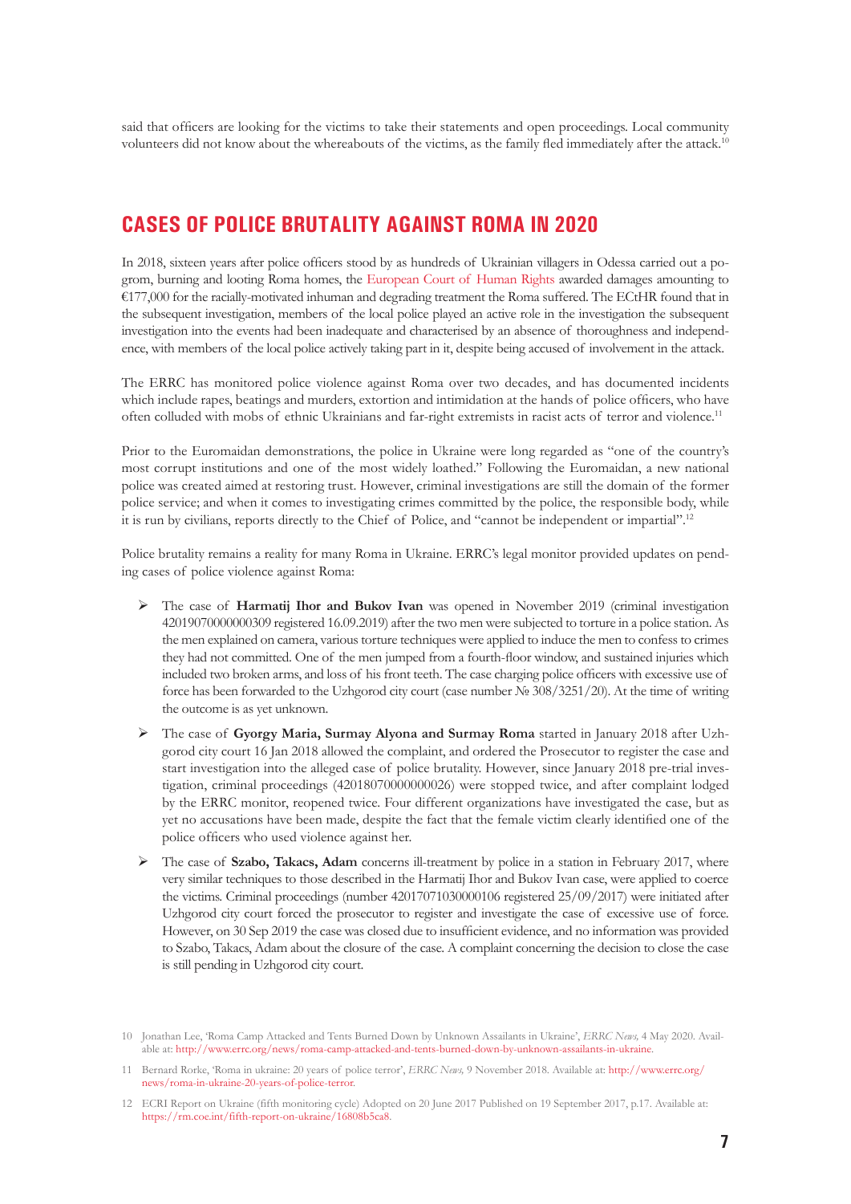said that officers are looking for the victims to take their statements and open proceedings. Local community volunteers did not know about the whereabouts of the victims, as the family fled immediately after the attack.[10]

## CASES OF POLICE BRUTALITY AGAINST ROMA IN 2020

In 2018, sixteen years after police officers stood by as hundreds of Ukrainian villagers in Odessa carried out a pogrom, burning and looting Roma homes, the European Court of Human Rights awarded damages amounting to €177,000 for the racially-motivated inhuman and degrading treatment the Roma suffered. The ECtHR found that in the subsequent investigation, members of the local police played an active role in the investigation the subsequent investigation into the events had been inadequate and characterised by an absence of thoroughness and independence, with members of the local police actively taking part in it, despite being accused of involvement in the attack.

The ERRC has monitored police violence against Roma over two decades, and has documented incidents which include rapes, beatings and murders, extortion and intimidation at the hands of police officers, who have often colluded with mobs of ethnic Ukrainians and far-right extremists in racist acts of terror and violence.[11]

Prior to the Euromaidan demonstrations, the police in Ukraine were long regarded as "one of the country's most corrupt institutions and one of the most widely loathed." Following the Euromaidan, a new national police was created aimed at restoring trust. However, criminal investigations are still the domain of the former police service; and when it comes to investigating crimes committed by the police, the responsible body, while it is run by civilians, reports directly to the Chief of Police, and "cannot be independent or impartial".[12]

Police brutality remains a reality for many Roma in Ukraine. ERRC's legal monitor provided updates on pending cases of police violence against Roma:

- The case of **Harmatij Ihor and Bukov Ivan** was opened in November 2019 (criminal investigation 42019070000000309 registered 16.09.2019) after the two men were subjected to torture in a police station. As the men explained on camera, various torture techniques were applied to induce the men to confess to crimes they had not committed. One of the men jumped from a fourth-floor window, and sustained injuries which included two broken arms, and loss of his front teeth. The case charging police officers with excessive use of force has been forwarded to the Uzhgorod city court (case number № 308/3251/20). At the time of writing the outcome is as yet unknown.
- The case of **Gyorgy Maria, Surmay Alyona and Surmay Roma** started in January 2018 after Uzhgorod city court 16 Jan 2018 allowed the complaint, and ordered the Prosecutor to register the case and start investigation into the alleged case of police brutality. However, since January 2018 pre-trial investigation, criminal proceedings (42018070000000026) were stopped twice, and after complaint lodged by the ERRC monitor, reopened twice. Four different organizations have investigated the case, but as yet no accusations have been made, despite the fact that the female victim clearly identified one of the police officers who used violence against her.
- The case of **Szabo, Takacs, Adam** concerns ill-treatment by police in a station in February 2017, where very similar techniques to those described in the Harmatij Ihor and Bukov Ivan case, were applied to coerce the victims. Criminal proceedings (number 42017071030000106 registered 25/09/2017) were initiated after Uzhgorod city court forced the prosecutor to register and investigate the case of excessive use of force. However, on 30 Sep 2019 the case was closed due to insufficient evidence, and no information was provided to Szabo, Takacs, Adam about the closure of the case. A complaint concerning the decision to close the case is still pending in Uzhgorod city court.

10 Jonathan Lee, 'Roma Camp Attacked and Tents Burned Down by Unknown Assailants in Ukraine', *ERRC News,* 4 May 2020. Available at: http://www.errc.org/news/roma-camp-attacked-and-tents-burned-down-by-unknown-assailants-in-ukraine.

11 Bernard Rorke, 'Roma in ukraine: 20 years of police terror', *ERRC News,* 9 November 2018. Available at: http://www.errc.org/news/roma-in-ukraine-20-years-of-police-terror.

12 ECRI Report on Ukraine (fifth monitoring cycle) Adopted on 20 June 2017 Published on 19 September 2017, p.17. Available at: https://rm.coe.int/fifth-report-on-ukraine/16808b5ca8.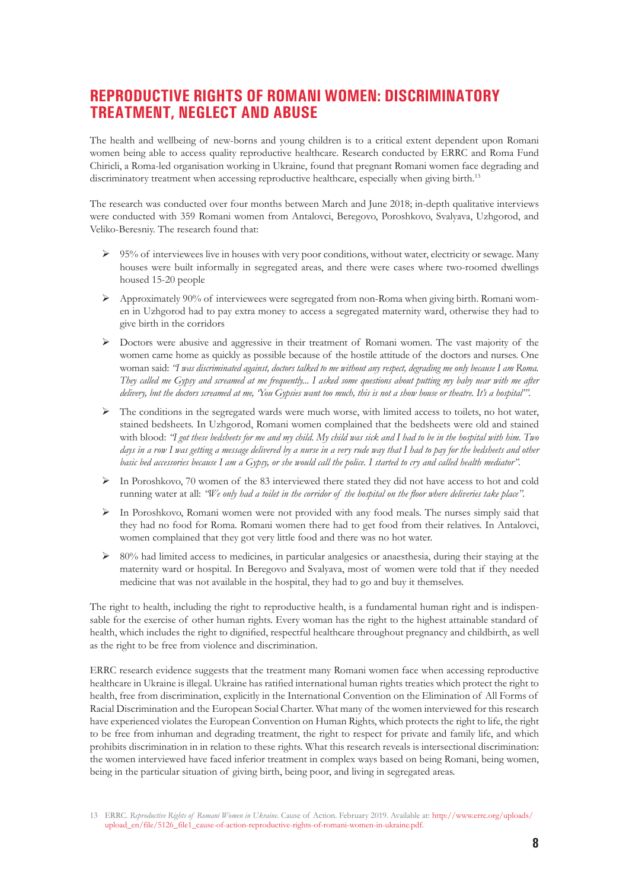## REPRODUCTIVE RIGHTS OF ROMANI WOMEN: DISCRIMINATORY TREATMENT, NEGLECT AND ABUSE

The health and wellbeing of new-borns and young children is to a critical extent dependent upon Romani women being able to access quality reproductive healthcare. Research conducted by ERRC and Roma Fund Chiricli, a Roma-led organisation working in Ukraine, found that pregnant Romani women face degrading and discriminatory treatment when accessing reproductive healthcare, especially when giving birth.[13]

The research was conducted over four months between March and June 2018; in-depth qualitative interviews were conducted with 359 Romani women from Antalovci, Beregovo, Poroshkovo, Svalyava, Uzhgorod, and Veliko-Beresniy. The research found that:

- 95% of interviewees live in houses with very poor conditions, without water, electricity or sewage. Many houses were built informally in segregated areas, and there were cases where two-roomed dwellings housed 15-20 people
- Approximately 90% of interviewees were segregated from non-Roma when giving birth. Romani women in Uzhgorod had to pay extra money to access a segregated maternity ward, otherwise they had to give birth in the corridors
- Doctors were abusive and aggressive in their treatment of Romani women. The vast majority of the women came home as quickly as possible because of the hostile attitude of the doctors and nurses. One woman said: *"I was discriminated against, doctors talked to me without any respect, degrading me only because I am Roma. They called me Gypsy and screamed at me frequently... I asked some questions about putting my baby near with me after delivery, but the doctors screamed at me, 'You Gypsies want too much, this is not a show house or theatre. It's a hospital'".*
- The conditions in the segregated wards were much worse, with limited access to toilets, no hot water, stained bedsheets. In Uzhgorod, Romani women complained that the bedsheets were old and stained with blood: *"I got these bedsheets for me and my child. My child was sick and I had to be in the hospital with him. Two days in a row I was getting a message delivered by a nurse in a very rude way that I had to pay for the bedsheets and other basic bed accessories because I am a Gypsy, or she would call the police. I started to cry and called health mediator".*
- In Poroshkovo, 70 women of the 83 interviewed there stated they did not have access to hot and cold running water at all: *"We only had a toilet in the corridor of the hospital on the floor where deliveries take place".*
- In Poroshkovo, Romani women were not provided with any food meals. The nurses simply said that they had no food for Roma. Romani women there had to get food from their relatives. In Antalovci, women complained that they got very little food and there was no hot water.
- 80% had limited access to medicines, in particular analgesics or anaesthesia, during their staying at the maternity ward or hospital. In Beregovo and Svalyava, most of women were told that if they needed medicine that was not available in the hospital, they had to go and buy it themselves.

The right to health, including the right to reproductive health, is a fundamental human right and is indispensable for the exercise of other human rights. Every woman has the right to the highest attainable standard of health, which includes the right to dignified, respectful healthcare throughout pregnancy and childbirth, as well as the right to be free from violence and discrimination.

ERRC research evidence suggests that the treatment many Romani women face when accessing reproductive healthcare in Ukraine is illegal. Ukraine has ratified international human rights treaties which protect the right to health, free from discrimination, explicitly in the International Convention on the Elimination of All Forms of Racial Discrimination and the European Social Charter. What many of the women interviewed for this research have experienced violates the European Convention on Human Rights, which protects the right to life, the right to be free from inhuman and degrading treatment, the right to respect for private and family life, and which prohibits discrimination in in relation to these rights. What this research reveals is intersectional discrimination: the women interviewed have faced inferior treatment in complex ways based on being Romani, being women, being in the particular situation of giving birth, being poor, and living in segregated areas.

13 ERRC. *Reproductive Rights of Romani Women in Ukraine.* Cause of Action. February 2019. Available at: http://www.errc.org/uploads/upload_en/file/5126_file1_cause-of-action-reproductive-rights-of-romani-women-in-ukraine.pdf.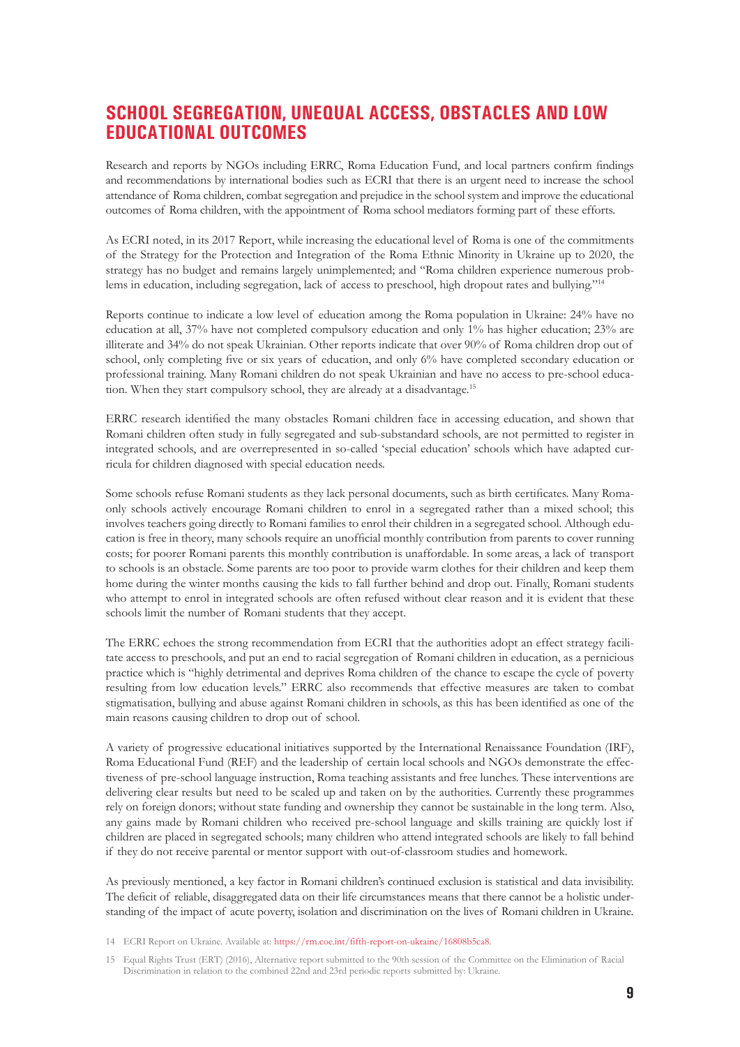## SCHOOL SEGREGATION, UNEQUAL ACCESS, OBSTACLES AND LOW EDUCATIONAL OUTCOMES

Research and reports by NGOs including ERRC, Roma Education Fund, and local partners confirm findings and recommendations by international bodies such as ECRI that there is an urgent need to increase the school attendance of Roma children, combat segregation and prejudice in the school system and improve the educational outcomes of Roma children, with the appointment of Roma school mediators forming part of these efforts.

As ECRI noted, in its 2017 Report, while increasing the educational level of Roma is one of the commitments of the Strategy for the Protection and Integration of the Roma Ethnic Minority in Ukraine up to 2020, the strategy has no budget and remains largely unimplemented; and "Roma children experience numerous problems in education, including segregation, lack of access to preschool, high dropout rates and bullying."[14]

Reports continue to indicate a low level of education among the Roma population in Ukraine: 24% have no education at all, 37% have not completed compulsory education and only 1% has higher education; 23% are illiterate and 34% do not speak Ukrainian. Other reports indicate that over 90% of Roma children drop out of school, only completing five or six years of education, and only 6% have completed secondary education or professional training. Many Romani children do not speak Ukrainian and have no access to pre-school education. When they start compulsory school, they are already at a disadvantage.[15]

ERRC research identified the many obstacles Romani children face in accessing education, and shown that Romani children often study in fully segregated and sub-substandard schools, are not permitted to register in integrated schools, and are overrepresented in so-called 'special education' schools which have adapted curricula for children diagnosed with special education needs.

Some schools refuse Romani students as they lack personal documents, such as birth certificates. Many Roma-only schools actively encourage Romani children to enrol in a segregated rather than a mixed school; this involves teachers going directly to Romani families to enrol their children in a segregated school. Although education is free in theory, many schools require an unofficial monthly contribution from parents to cover running costs; for poorer Romani parents this monthly contribution is unaffordable. In some areas, a lack of transport to schools is an obstacle. Some parents are too poor to provide warm clothes for their children and keep them home during the winter months causing the kids to fall further behind and drop out. Finally, Romani students who attempt to enrol in integrated schools are often refused without clear reason and it is evident that these schools limit the number of Romani students that they accept.

The ERRC echoes the strong recommendation from ECRI that the authorities adopt an effect strategy facilitate access to preschools, and put an end to racial segregation of Romani children in education, as a pernicious practice which is "highly detrimental and deprives Roma children of the chance to escape the cycle of poverty resulting from low education levels." ERRC also recommends that effective measures are taken to combat stigmatisation, bullying and abuse against Romani children in schools, as this has been identified as one of the main reasons causing children to drop out of school.

A variety of progressive educational initiatives supported by the International Renaissance Foundation (IRF), Roma Educational Fund (REF) and the leadership of certain local schools and NGOs demonstrate the effectiveness of pre-school language instruction, Roma teaching assistants and free lunches. These interventions are delivering clear results but need to be scaled up and taken on by the authorities. Currently these programmes rely on foreign donors; without state funding and ownership they cannot be sustainable in the long term. Also, any gains made by Romani children who received pre-school language and skills training are quickly lost if children are placed in segregated schools; many children who attend integrated schools are likely to fall behind if they do not receive parental or mentor support with out-of-classroom studies and homework.

As previously mentioned, a key factor in Romani children's continued exclusion is statistical and data invisibility. The deficit of reliable, disaggregated data on their life circumstances means that there cannot be a holistic understanding of the impact of acute poverty, isolation and discrimination on the lives of Romani children in Ukraine.

14 ECRI Report on Ukraine. Available at: https://rm.coe.int/fifth-report-on-ukraine/16808b5ca8.

15 Equal Rights Trust (ERT) (2016), Alternative report submitted to the 90th session of the Committee on the Elimination of Racial Discrimination in relation to the combined 22nd and 23rd periodic reports submitted by: Ukraine.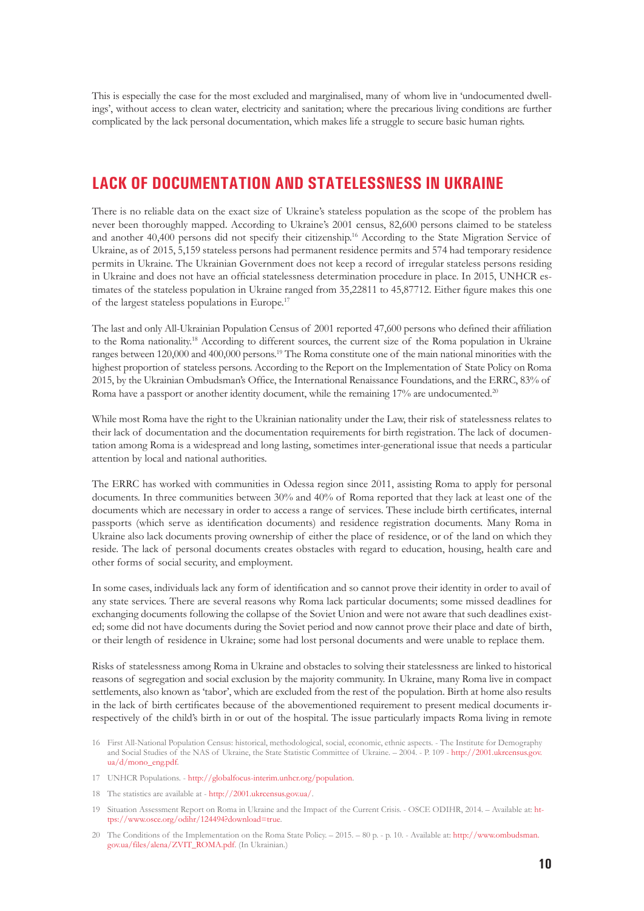This is especially the case for the most excluded and marginalised, many of whom live in 'undocumented dwellings', without access to clean water, electricity and sanitation; where the precarious living conditions are further complicated by the lack personal documentation, which makes life a struggle to secure basic human rights.

## LACK OF DOCUMENTATION AND STATELESSNESS IN UKRAINE

There is no reliable data on the exact size of Ukraine's stateless population as the scope of the problem has never been thoroughly mapped. According to Ukraine's 2001 census, 82,600 persons claimed to be stateless and another 40,400 persons did not specify their citizenship.[16] According to the State Migration Service of Ukraine, as of 2015, 5,159 stateless persons had permanent residence permits and 574 had temporary residence permits in Ukraine. The Ukrainian Government does not keep a record of irregular stateless persons residing in Ukraine and does not have an official statelessness determination procedure in place. In 2015, UNHCR estimates of the stateless population in Ukraine ranged from 35,22811 to 45,87712. Either figure makes this one of the largest stateless populations in Europe.[17]

The last and only All-Ukrainian Population Census of 2001 reported 47,600 persons who defined their affiliation to the Roma nationality.[18] According to different sources, the current size of the Roma population in Ukraine ranges between 120,000 and 400,000 persons.[19] The Roma constitute one of the main national minorities with the highest proportion of stateless persons. According to the Report on the Implementation of State Policy on Roma 2015, by the Ukrainian Ombudsman's Office, the International Renaissance Foundations, and the ERRC, 83% of Roma have a passport or another identity document, while the remaining 17% are undocumented.[20]

While most Roma have the right to the Ukrainian nationality under the Law, their risk of statelessness relates to their lack of documentation and the documentation requirements for birth registration. The lack of documentation among Roma is a widespread and long lasting, sometimes inter-generational issue that needs a particular attention by local and national authorities.

The ERRC has worked with communities in Odessa region since 2011, assisting Roma to apply for personal documents. In three communities between 30% and 40% of Roma reported that they lack at least one of the documents which are necessary in order to access a range of services. These include birth certificates, internal passports (which serve as identification documents) and residence registration documents. Many Roma in Ukraine also lack documents proving ownership of either the place of residence, or of the land on which they reside. The lack of personal documents creates obstacles with regard to education, housing, health care and other forms of social security, and employment.

In some cases, individuals lack any form of identification and so cannot prove their identity in order to avail of any state services. There are several reasons why Roma lack particular documents; some missed deadlines for exchanging documents following the collapse of the Soviet Union and were not aware that such deadlines existed; some did not have documents during the Soviet period and now cannot prove their place and date of birth, or their length of residence in Ukraine; some had lost personal documents and were unable to replace them.

Risks of statelessness among Roma in Ukraine and obstacles to solving their statelessness are linked to historical reasons of segregation and social exclusion by the majority community. In Ukraine, many Roma live in compact settlements, also known as 'tabor', which are excluded from the rest of the population. Birth at home also results in the lack of birth certificates because of the abovementioned requirement to present medical documents irrespectively of the child's birth in or out of the hospital. The issue particularly impacts Roma living in remote

16 First All-National Population Census: historical, methodological, social, economic, ethnic aspects. - The Institute for Demography and Social Studies of the NAS of Ukraine, the State Statistic Committee of Ukraine. – 2004. - P. 109 - http://2001.ukrcensus.gov.ua/d/mono_eng.pdf.

17 UNHCR Populations. - http://globalfocus-interim.unhcr.org/population.

18 The statistics are available at - http://2001.ukrcensus.gov.ua/.

19 Situation Assessment Report on Roma in Ukraine and the Impact of the Current Crisis. - OSCE ODIHR, 2014. – Available at: https://www.osce.org/odihr/124494?download=true.

20 The Conditions of the Implementation on the Roma State Policy. – 2015. – 80 p. - p. 10. - Available at: http://www.ombudsman.gov.ua/files/alena/ZVIT_ROMA.pdf. (In Ukrainian.)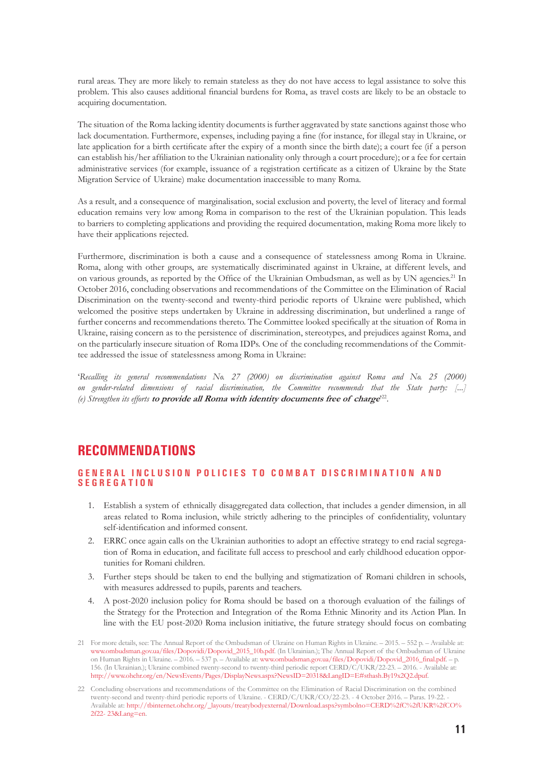rural areas. They are more likely to remain stateless as they do not have access to legal assistance to solve this problem. This also causes additional financial burdens for Roma, as travel costs are likely to be an obstacle to acquiring documentation.

The situation of the Roma lacking identity documents is further aggravated by state sanctions against those who lack documentation. Furthermore, expenses, including paying a fine (for instance, for illegal stay in Ukraine, or late application for a birth certificate after the expiry of a month since the birth date); a court fee (if a person can establish his/her affiliation to the Ukrainian nationality only through a court procedure); or a fee for certain administrative services (for example, issuance of a registration certificate as a citizen of Ukraine by the State Migration Service of Ukraine) make documentation inaccessible to many Roma.

As a result, and a consequence of marginalisation, social exclusion and poverty, the level of literacy and formal education remains very low among Roma in comparison to the rest of the Ukrainian population. This leads to barriers to completing applications and providing the required documentation, making Roma more likely to have their applications rejected.

Furthermore, discrimination is both a cause and a consequence of statelessness among Roma in Ukraine. Roma, along with other groups, are systematically discriminated against in Ukraine, at different levels, and on various grounds, as reported by the Office of the Ukrainian Ombudsman, as well as by UN agencies.[21] In October 2016, concluding observations and recommendations of the Committee on the Elimination of Racial Discrimination on the twenty-second and twenty-third periodic reports of Ukraine were published, which welcomed the positive steps undertaken by Ukraine in addressing discrimination, but underlined a range of further concerns and recommendations thereto. The Committee looked specifically at the situation of Roma in Ukraine, raising concern as to the persistence of discrimination, stereotypes, and prejudices against Roma, and on the particularly insecure situation of Roma IDPs. One of the concluding recommendations of the Committee addressed the issue of statelessness among Roma in Ukraine:

'*Recalling its general recommendations No. 27 (2000) on discrimination against Roma and No. 25 (2000) on gender-related dimensions of racial discrimination, the Committee recommends that the State party: [...] (e) Strengthen its efforts* ***to provide all Roma with identity documents free of charge***'[22].

# RECOMMENDATIONS

## GENERAL INCLUSION POLICIES TO COMBAT DISCRIMINATION AND SEGREGATION

1. Establish a system of ethnically disaggregated data collection, that includes a gender dimension, in all areas related to Roma inclusion, while strictly adhering to the principles of confidentiality, voluntary self-identification and informed consent.
2. ERRC once again calls on the Ukrainian authorities to adopt an effective strategy to end racial segregation of Roma in education, and facilitate full access to preschool and early childhood education opportunities for Romani children.
3. Further steps should be taken to end the bullying and stigmatization of Romani children in schools, with measures addressed to pupils, parents and teachers.
4. A post-2020 inclusion policy for Roma should be based on a thorough evaluation of the failings of the Strategy for the Protection and Integration of the Roma Ethnic Minority and its Action Plan. In line with the EU post-2020 Roma inclusion initiative, the future strategy should focus on combating

---

21 For more details, see: The Annual Report of the Ombudsman of Ukraine on Human Rights in Ukraine. – 2015. – 552 p. – Available at: www.ombudsman.gov.ua/files/Dopovidi/Dopovid_2015_10b.pdf. (In Ukrainian.); The Annual Report of the Ombudsman of Ukraine on Human Rights in Ukraine. – 2016. – 537 p. – Available at: www.ombudsman.gov.ua/files/Dopovidi/Dopovid_2016_final.pdf. – p. 156. (In Ukrainian.); Ukraine combined twenty-second to twenty-third periodic report CERD/C/UKR/22-23. – 2016. - Available at: http://www.ohchr.org/en/NewsEvents/Pages/DisplayNews.aspx?NewsID=20318&LangID=E#sthash.By19x2Q2.dpuf.

22 Concluding observations and recommendations of the Committee on the Elimination of Racial Discrimination on the combined twenty-second and twenty-third periodic reports of Ukraine. - CERD/C/UKR/CO/22-23. - 4 October 2016. – Paras. 19-22. - Available at: http://tbinternet.ohchr.org/_layouts/treatybodyexternal/Download.aspx?symbolno=CERD%2fC%2fUKR%2fCO%2f22- 23&Lang=en.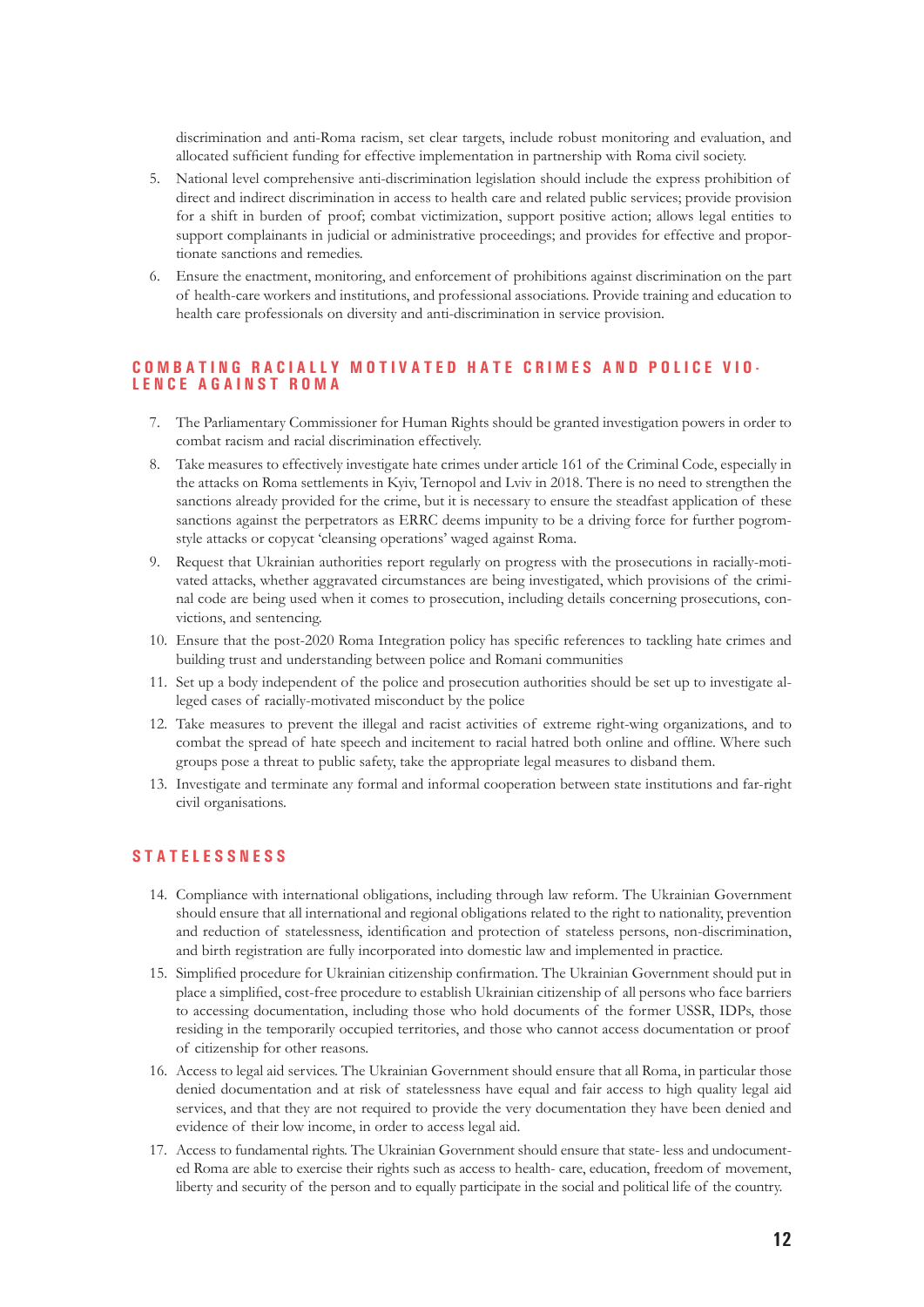discrimination and anti-Roma racism, set clear targets, include robust monitoring and evaluation, and allocated sufficient funding for effective implementation in partnership with Roma civil society.

5. National level comprehensive anti-discrimination legislation should include the express prohibition of direct and indirect discrimination in access to health care and related public services; provide provision for a shift in burden of proof; combat victimization, support positive action; allows legal entities to support complainants in judicial or administrative proceedings; and provides for effective and proportionate sanctions and remedies.
6. Ensure the enactment, monitoring, and enforcement of prohibitions against discrimination on the part of health-care workers and institutions, and professional associations. Provide training and education to health care professionals on diversity and anti-discrimination in service provision.

## COMBATING RACIALLY MOTIVATED HATE CRIMES AND POLICE VIOLENCE AGAINST ROMA

7. The Parliamentary Commissioner for Human Rights should be granted investigation powers in order to combat racism and racial discrimination effectively.
8. Take measures to effectively investigate hate crimes under article 161 of the Criminal Code, especially in the attacks on Roma settlements in Kyiv, Ternopol and Lviv in 2018. There is no need to strengthen the sanctions already provided for the crime, but it is necessary to ensure the steadfast application of these sanctions against the perpetrators as ERRC deems impunity to be a driving force for further pogrom-style attacks or copycat 'cleansing operations' waged against Roma.
9. Request that Ukrainian authorities report regularly on progress with the prosecutions in racially-motivated attacks, whether aggravated circumstances are being investigated, which provisions of the criminal code are being used when it comes to prosecution, including details concerning prosecutions, convictions, and sentencing.
10. Ensure that the post-2020 Roma Integration policy has specific references to tackling hate crimes and building trust and understanding between police and Romani communities
11. Set up a body independent of the police and prosecution authorities should be set up to investigate alleged cases of racially-motivated misconduct by the police
12. Take measures to prevent the illegal and racist activities of extreme right-wing organizations, and to combat the spread of hate speech and incitement to racial hatred both online and offline. Where such groups pose a threat to public safety, take the appropriate legal measures to disband them.
13. Investigate and terminate any formal and informal cooperation between state institutions and far-right civil organisations.

## STATELESSNESS

14. Compliance with international obligations, including through law reform. The Ukrainian Government should ensure that all international and regional obligations related to the right to nationality, prevention and reduction of statelessness, identification and protection of stateless persons, non-discrimination, and birth registration are fully incorporated into domestic law and implemented in practice.
15. Simplified procedure for Ukrainian citizenship confirmation. The Ukrainian Government should put in place a simplified, cost-free procedure to establish Ukrainian citizenship of all persons who face barriers to accessing documentation, including those who hold documents of the former USSR, IDPs, those residing in the temporarily occupied territories, and those who cannot access documentation or proof of citizenship for other reasons.
16. Access to legal aid services. The Ukrainian Government should ensure that all Roma, in particular those denied documentation and at risk of statelessness have equal and fair access to high quality legal aid services, and that they are not required to provide the very documentation they have been denied and evidence of their low income, in order to access legal aid.
17. Access to fundamental rights. The Ukrainian Government should ensure that state- less and undocumented Roma are able to exercise their rights such as access to health- care, education, freedom of movement, liberty and security of the person and to equally participate in the social and political life of the country.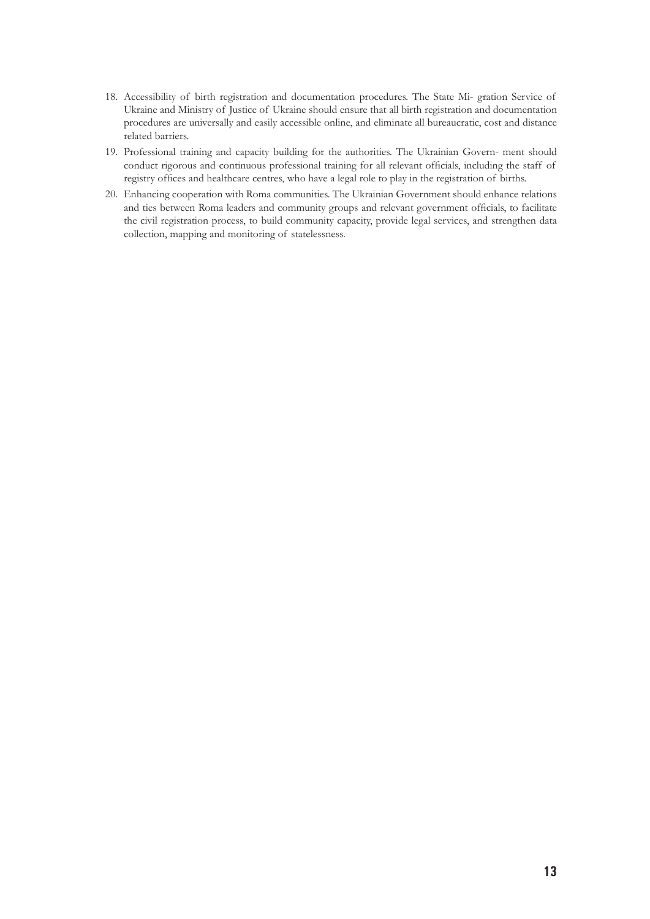18. Accessibility of birth registration and documentation procedures. The State Mi- gration Service of Ukraine and Ministry of Justice of Ukraine should ensure that all birth registration and documentation procedures are universally and easily accessible online, and eliminate all bureaucratic, cost and distance related barriers.
19. Professional training and capacity building for the authorities. The Ukrainian Govern- ment should conduct rigorous and continuous professional training for all relevant officials, including the staff of registry offices and healthcare centres, who have a legal role to play in the registration of births.
20. Enhancing cooperation with Roma communities. The Ukrainian Government should enhance relations and ties between Roma leaders and community groups and relevant government officials, to facilitate the civil registration process, to build community capacity, provide legal services, and strengthen data collection, mapping and monitoring of statelessness.